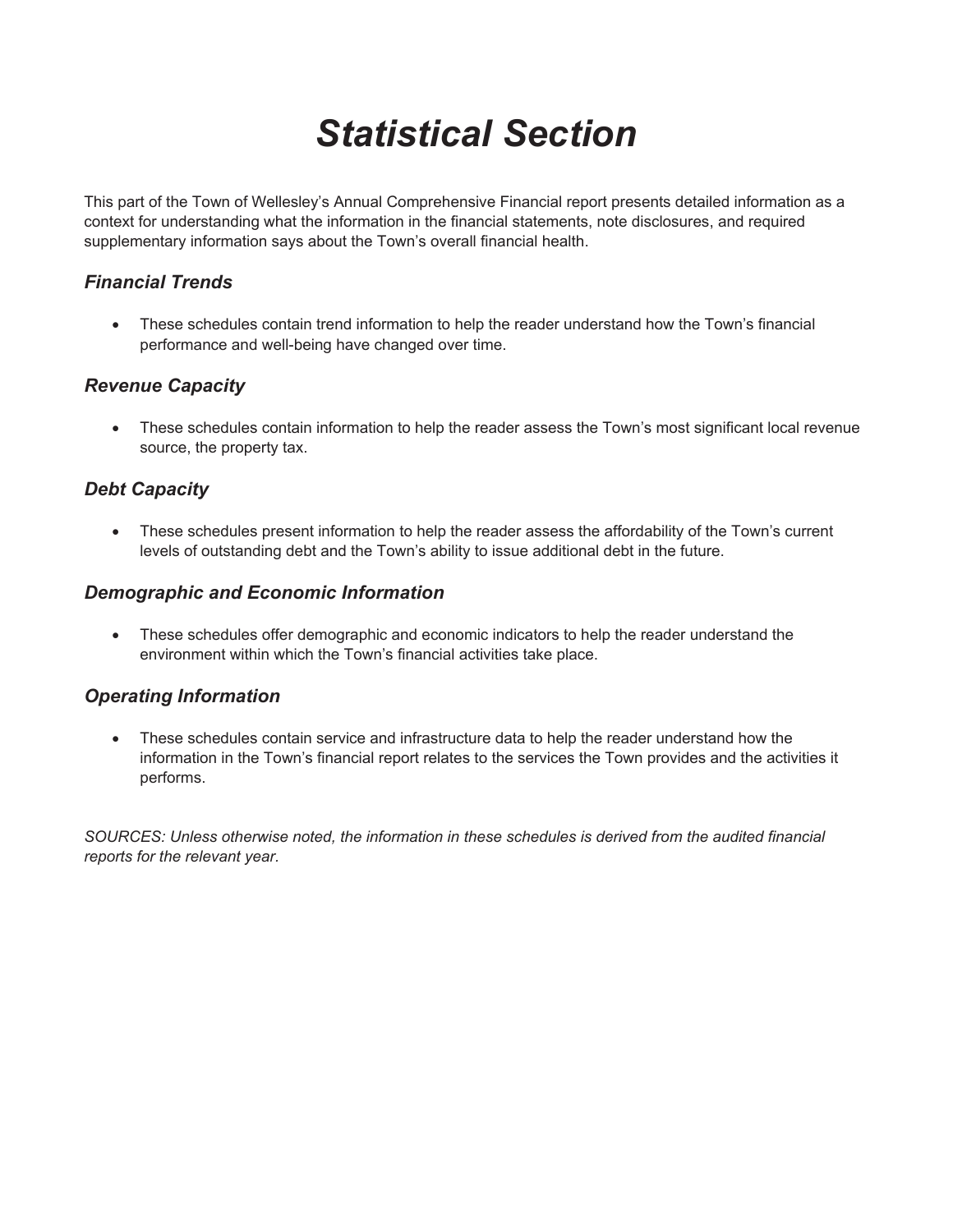# *Statistical Section*

This part of the Town of Wellesley's Annual Comprehensive Financial report presents detailed information as a context for understanding what the information in the financial statements, note disclosures, and required supplementary information says about the Town's overall financial health.

### *Financial Trends*

- These schedules contain trend information to help the reader understand how the Town's financial performance and well-being have changed over time.

### *Revenue Capacity*

- These schedules contain information to help the reader assess the Town's most significant local revenue source, the property tax.

### *Debt Capacity*

- These schedules present information to help the reader assess the affordability of the Town's current levels of outstanding debt and the Town's ability to issue additional debt in the future.

### *Demographic and Economic Information*

- These schedules offer demographic and economic indicators to help the reader understand the environment within which the Town's financial activities take place.

### *Operating Information*

- These schedules contain service and infrastructure data to help the reader understand how the information in the Town's financial report relates to the services the Town provides and the activities it performs.

*SOURCES: Unless otherwise noted, the information in these schedules is derived from the audited financial reports for the relevant year.*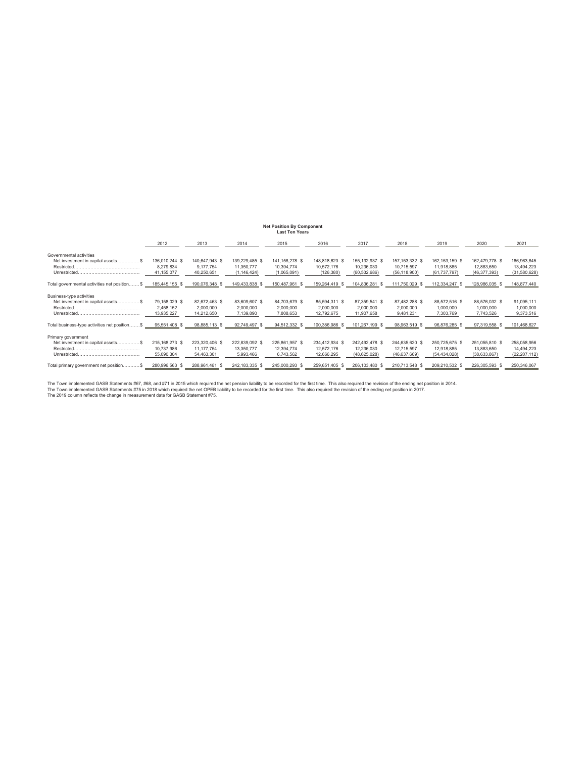## Net Position By Component
### Last Ten Years

| | 2012 | 2013 | 2014 | 2015 | 2016 | 2017 | 2018 | 2019 | 2020 | 2021 |
|---|---|---|---|---|---|---|---|---|---|---|
| Governmental activities | | | | | | | | | | |
| Net investment in capital assets...............$ | 136,010,244 $ | 140,647,943 $ | 139,229,485 $ | 141,158,278 $ | 148,818,623 $ | 155,132,937 $ | 157,153,332 $ | 162,153,159 $ | 162,479,778 $ | 166,963,845 |
| Restricted........................................... | 8,279,834 | 9,177,754 | 11,350,777 | 10,394,774 | 10,572,176 | 10,236,030 | 10,715,597 | 11,918,885 | 12,883,650 | 13,494,223 |
| Unrestricted......................................... | 41,155,077 | 40,250,651 | (1,146,424) | (1,065,091) | (126,380) | (60,532,686) | (56,118,900) | (61,737,797) | (46,377,393) | (31,580,628) |
| Total governmental activities net position.......$ | 185,445,155 $ | 190,076,348 $ | 149,433,838 $ | 150,487,961 $ | 159,264,419 $ | 104,836,281 $ | 111,750,029 $ | 112,334,247 $ | 128,986,035 $ | 148,877,440 |
| Business-type activities | | | | | | | | | | |
| Net investment in capital assets...............$ | 79,158,029 $ | 82,672,463 $ | 83,609,607 $ | 84,703,679 $ | 85,594,311 $ | 87,359,541 $ | 87,482,288 $ | 88,572,516 $ | 88,576,032 $ | 91,095,111 |
| Restricted........................................... | 2,458,152 | 2,000,000 | 2,000,000 | 2,000,000 | 2,000,000 | 2,000,000 | 2,000,000 | 1,000,000 | 1,000,000 | 1,000,000 |
| Unrestricted......................................... | 13,935,227 | 14,212,650 | 7,139,890 | 7,808,653 | 12,792,675 | 11,907,658 | 9,481,231 | 7,303,769 | 7,743,526 | 9,373,516 |
| Total business-type activities net position.......$ | 95,551,408 $ | 98,885,113 $ | 92,749,497 $ | 94,512,332 $ | 100,386,986 $ | 101,267,199 $ | 98,963,519 $ | 96,876,285 $ | 97,319,558 $ | 101,468,627 |
| Primary government | | | | | | | | | | |
| Net investment in capital assets...............$ | 215,168,273 $ | 223,320,406 $ | 222,839,092 $ | 225,861,957 $ | 234,412,934 $ | 242,492,478 $ | 244,635,620 $ | 250,725,675 $ | 251,055,810 $ | 258,058,956 |
| Restricted........................................... | 10,737,986 | 11,177,754 | 13,350,777 | 12,394,774 | 12,572,176 | 12,236,030 | 12,715,597 | 12,918,885 | 13,883,650 | 14,494,223 |
| Unrestricted......................................... | 55,090,304 | 54,463,301 | 5,993,466 | 6,743,562 | 12,666,295 | (48,625,028) | (46,637,669) | (54,434,028) | (38,633,867) | (22,207,112) |
| Total primary government net position...........$ | 280,996,563 $ | 288,961,461 $ | 242,183,335 $ | 245,000,293 $ | 259,651,405 $ | 206,103,480 $ | 210,713,548 $ | 209,210,532 $ | 226,305,593 $ | 250,346,067 |

The Town implemented GASB Statements #67, #68, and #71 in 2015 which required the net pension liability to be recorded for the first time. This also required the revision of the ending net position in 2014.
The Town implemented GASB Statements #75 in 2018 which required the net OPEB liability to be recorded for the first time. This also required the revision of the ending net position in 2017.
The 2019 column reflects the change in measurement date for GASB Statement #75.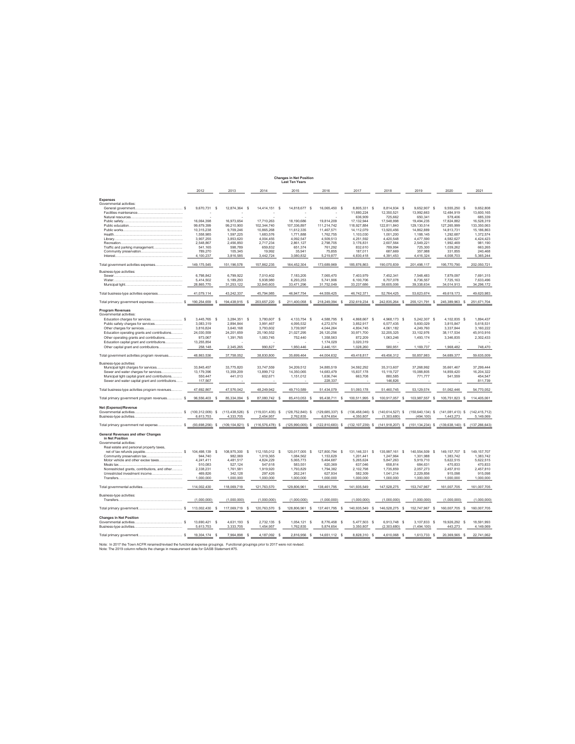## Changes in Net Position
### Last Ten Years

| | 2012 | 2013 | 2014 | 2015 | 2016 | 2017 | 2018 | 2019 | 2020 | 2021 |
|---|---|---|---|---|---|---|---|---|---|---|
| **Expenses** | | | | | | | | | | |
| Governmental activities: | | | | | | | | | | |
| General government | $ 9,670,731 | $ 12,874,364 | $ 14,414,151 | $ 14,818,677 | $ 16,065,450 | $ 8,805,331 | $ 8,814,934 | $ 9,652,907 | $ 9,555,250 | $ 9,652,808 |
| Facilities maintenance | - | - | - | - | - | 11,880,224 | 12,350,521 | 13,992,663 | 12,484,919 | 13,600,165 |
| Natural resources | - | - | - | - | - | 636,909 | 725,662 | 650,341 | 578,406 | 685,339 |
| Public safety | 16,064,398 | 16,973,654 | 17,710,263 | 18,190,686 | 19,814,209 | 17,132,944 | 17,548,998 | 19,494,235 | 17,824,882 | 16,528,319 |
| Public education | 99,679,399 | 99,210,900 | 102,344,740 | 107,336,897 | 111,214,742 | 118,927,884 | 122,811,840 | 129,130,514 | 127,265,999 | 133,350,063 |
| Public works | 10,315,238 | 9,709,246 | 10,865,268 | 11,612,335 | 11,467,571 | 14,112,079 | 13,920,456 | 14,862,889 | 14,813,731 | 15,186,863 |
| Health | 1,558,985 | 1,597,225 | 1,683,576 | 1,771,888 | 1,762,755 | 1,103,030 | 1,001,200 | 1,188,145 | 1,292,687 | 1,372,574 |
| Library | 3,907,255 | 3,853,620 | 4,004,455 | 4,092,547 | 4,509,513 | 4,251,592 | 4,420,548 | 4,477,590 | 4,582,627 | 4,424,423 |
| Recreation | 2,548,887 | 2,456,850 | 2,717,234 | 2,861,127 | 2,798,705 | 3,176,831 | 2,607,564 | 2,549,221 | 1,992,469 | 981,190 |
| Traffic and parking management | 541,165 | 598,789 | 659,832 | 651,374 | 761,292 | 832,610 | 789,994 | 725,300 | 1,039,262 | 663,265 |
| Community preservation | 789,270 | 105,345 | 19,992 | 35,941 | 75,855 | 187,011 | 687,669 | 357,988 | 331,855 | 240,468 |
| Interest | 4,100,237 | 3,816,585 | 3,442,724 | 3,080,832 | 5,219,877 | 4,830,418 | 4,391,453 | 4,416,324 | 4,008,703 | 5,365,244 |
| Total government activities expenses | 149,175,545 | 151,196,578 | 157,862,235 | 164,452,304 | 173,689,969 | 185,876,863 | 190,070,839 | 201,498,117 | 195,770,790 | 202,050,721 |
| Business-type activities: | | | | | | | | | | |
| Sewer | 6,798,842 | 6,799,922 | 7,010,402 | 7,183,205 | 7,065,470 | 7,403,979 | 7,452,341 | 7,548,483 | 7,879,097 | 7,691,315 |
| Water | 5,414,502 | 5,189,293 | 5,938,980 | 6,293,253 | 5,741,906 | 6,100,706 | 6,707,078 | 6,736,557 | 7,725,163 | 7,633,496 |
| Municipal light | 28,865,770 | 31,253,122 | 32,845,603 | 33,471,296 | 31,752,049 | 33,237,686 | 38,605,006 | 39,338,634 | 34,014,913 | 34,296,172 |
| Total business-type activities expenses | 41,079,114 | 43,242,337 | 45,794,985 | 46,947,754 | 44,559,425 | 46,742,371 | 52,764,425 | 53,623,674 | 49,619,173 | 49,620,983 |
| Total primary government expenses | $ 190,254,659 | $ 194,438,915 | $ 203,657,220 | $ 211,400,058 | $ 218,249,394 | $ 232,619,234 | $ 242,835,264 | $ 255,121,791 | $ 245,389,963 | $ 251,671,704 |
| **Program Revenues** | | | | | | | | | | |
| Governmental activities: | | | | | | | | | | |
| Education charges for services | $ 3,445,765 | $ 3,284,351 | $ 3,780,607 | $ 4,133,754 | $ 4,588,795 | $ 4,868,667 | $ 4,968,173 | $ 5,242,307 | $ 4,102,835 | $ 1,894,437 |
| Public safety charges for services | 3,083,319 | 2,894,844 | 3,991,467 | 4,095,532 | 4,272,574 | 3,852,917 | 6,577,435 | 5,600,029 | 3,815,847 | 5,618,531 |
| Other charges for services | 3,816,824 | 3,640,168 | 3,793,602 | 3,739,997 | 4,044,264 | 4,804,745 | 4,061,182 | 4,249,760 | 3,337,844 | 3,160,222 |
| Education operating grants and contributions | 24,030,559 | 24,201,659 | 25,190,552 | 21,027,295 | 26,120,256 | 30,971,700 | 32,205,325 | 33,102,976 | 38,117,534 | 45,910,916 |
| Other operating grants and contributions | 973,067 | 1,391,765 | 1,083,745 | 752,440 | 1,358,563 | 872,209 | 1,063,246 | 1,493,174 | 3,346,835 | 2,302,433 |
| Education capital grant and contributions | 13,255,854 | - | - | - | 1,174,029 | 3,020,319 | - | - | - | - |
| Other capital grant and contributions | 258,148 | 2,345,265 | 990,827 | 1,950,446 | 2,446,151 | 1,028,260 | 580,951 | 1,169,737 | 1,968,482 | 748,470 |
| Total government activities program revenues | 48,863,536 | 37,758,052 | 38,830,800 | 35,699,464 | 44,004,632 | 49,418,817 | 49,456,312 | 50,857,983 | 54,689,377 | 59,635,009 |
| Business-type activities: | | | | | | | | | | |
| Municipal light charges for services | 33,845,457 | 33,775,820 | 33,747,559 | 34,209,512 | 34,885,519 | 34,592,292 | 35,313,607 | 37,268,992 | 35,661,467 | 37,299,444 |
| Sewer and water charges for services | 13,179,396 | 13,359,209 | 13,899,712 | 14,350,065 | 14,683,479 | 15,837,178 | 15,119,727 | 15,088,805 | 14,859,420 | 16,204,322 |
| Municipal light capital grant and contributions | 550,447 | 441,013 | 602,671 | 1,151,012 | 1,636,744 | 663,708 | 880,585 | 771,777 | 541,559 | 454,547 |
| Sewer and water capital grant and contributions | 117,567 | - | - | - | 228,337 | - | 146,826 | - | - | 811,739 |
| Total business-type activities program revenues | 47,692,867 | 47,576,042 | 48,249,942 | 49,710,589 | 51,434,079 | 51,093,178 | 51,460,745 | 53,129,574 | 51,062,446 | 54,770,052 |
| Total primary government program revenues | $ 96,556,403 | $ 85,334,094 | $ 87,080,742 | $ 85,410,053 | $ 95,438,711 | $ 100,511,995 | $ 100,917,057 | $ 103,987,557 | $ 105,751,823 | $ 114,405,061 |
| **Net (Expense)/Revenue** | | | | | | | | | | |
| Governmental activities | $ (100,312,009) | $ (113,438,526) | $ (119,031,435) | $ (128,752,840) | $ (129,685,337) | $ (136,458,046) | $ (140,614,527) | $ (150,640,134) | $ (141,081,413) | $ (142,415,712) |
| Business-type activities | 6,613,753 | 4,333,705 | 2,454,957 | 2,762,835 | 6,874,654 | 4,350,807 | (1,303,680) | (494,100) | 1,443,273 | 5,149,069 |
| Total primary government net expense | $ (93,698,256) | $ (109,104,821) | $ (116,576,478) | $ (125,990,005) | $ (122,810,683) | $ (132,107,239) | $ (141,918,207) | $ (151,134,234) | $ (139,638,140) | $ (137,266,643) |
| **General Revenues and other Changes in Net Position** | | | | | | | | | | |
| Governmental activities: | | | | | | | | | | |
| Real estate and personal property taxes, net of tax refunds payable | $ 104,498,139 | $ 108,975,300 | $ 112,155,012 | $ 120,017,005 | $ 127,800,794 | $ 131,146,331 | $ 135,997,161 | $ 140,554,509 | $ 149,157,707 | $ 149,157,707 |
| Community preservation tax | 944,740 | 982,069 | 1,019,365 | 1,084,562 | 1,153,629 | 1,201,441 | 1,247,964 | 1,301,988 | 1,383,742 | 1,383,742 |
| Motor vehicle and other excise taxes | 4,241,411 | 4,481,517 | 4,824,229 | 5,065,773 | 5,464,687 | 5,265,624 | 5,847,263 | 5,919,710 | 5,622,515 | 5,622,515 |
| Meals tax | 510,083 | 527,124 | 547,618 | 583,551 | 620,369 | 637,046 | 658,814 | 684,631 | 470,833 | 470,833 |
| Nonrestricted grants, contributions, and other | 2,338,231 | 1,761,581 | 1,919,920 | 1,793,829 | 1,794,382 | 2,102,798 | 1,735,859 | 2,057,273 | 2,457,810 | 2,457,810 |
| Unrestricted investment income | 469,826 | 342,128 | 297,426 | 262,241 | 627,934 | 582,309 | 1,041,214 | 2,229,856 | 915,098 | 915,098 |
| Transfers | 1,000,000 | 1,000,000 | 1,000,000 | 1,000,000 | 1,000,000 | 1,000,000 | 1,000,000 | 1,000,000 | 1,000,000 | 1,000,000 |
| Total governmental activities | 114,002,430 | 118,069,719 | 121,763,570 | 129,806,961 | 138,461,795 | 141,935,549 | 147,528,275 | 153,747,967 | 161,007,705 | 161,007,705 |
| Business-type activities: | | | | | | | | | | |
| Transfers | (1,000,000) | (1,000,000) | (1,000,000) | (1,000,000) | (1,000,000) | (1,000,000) | (1,000,000) | (1,000,000) | (1,000,000) | (1,000,000) |
| Total primary government | $ 113,002,430 | $ 117,069,719 | $ 120,763,570 | $ 128,806,961 | $ 137,461,795 | $ 140,935,549 | $ 146,528,275 | $ 152,747,967 | $ 160,007,705 | $ 160,007,705 |
| **Changes in Net Position** | | | | | | | | | | |
| Governmental activities | $ 13,690,421 | $ 4,631,193 | $ 2,732,135 | $ 1,054,121 | $ 8,776,458 | $ 5,477,503 | $ 6,913,748 | $ 3,107,833 | $ 19,926,292 | $ 18,591,993 |
| Business-type activities | 5,613,753 | 3,333,705 | 1,454,957 | 1,762,835 | 5,874,654 | 3,350,807 | (2,303,680) | (1,494,100) | 443,273 | 4,149,069 |
| Total primary government | $ 19,304,174 | $ 7,964,898 | $ 4,187,092 | $ 2,816,956 | $ 14,651,112 | $ 8,828,310 | $ 4,610,068 | $ 1,613,733 | $ 20,369,565 | $ 22,741,062 |

Note: In 2017 the Town ACFR renamed/revised the functional expense groupings. Functional groupings prior to 2017 were not revised.
Note: The 2019 column reflects the change in measurement date for GASB Statement #75.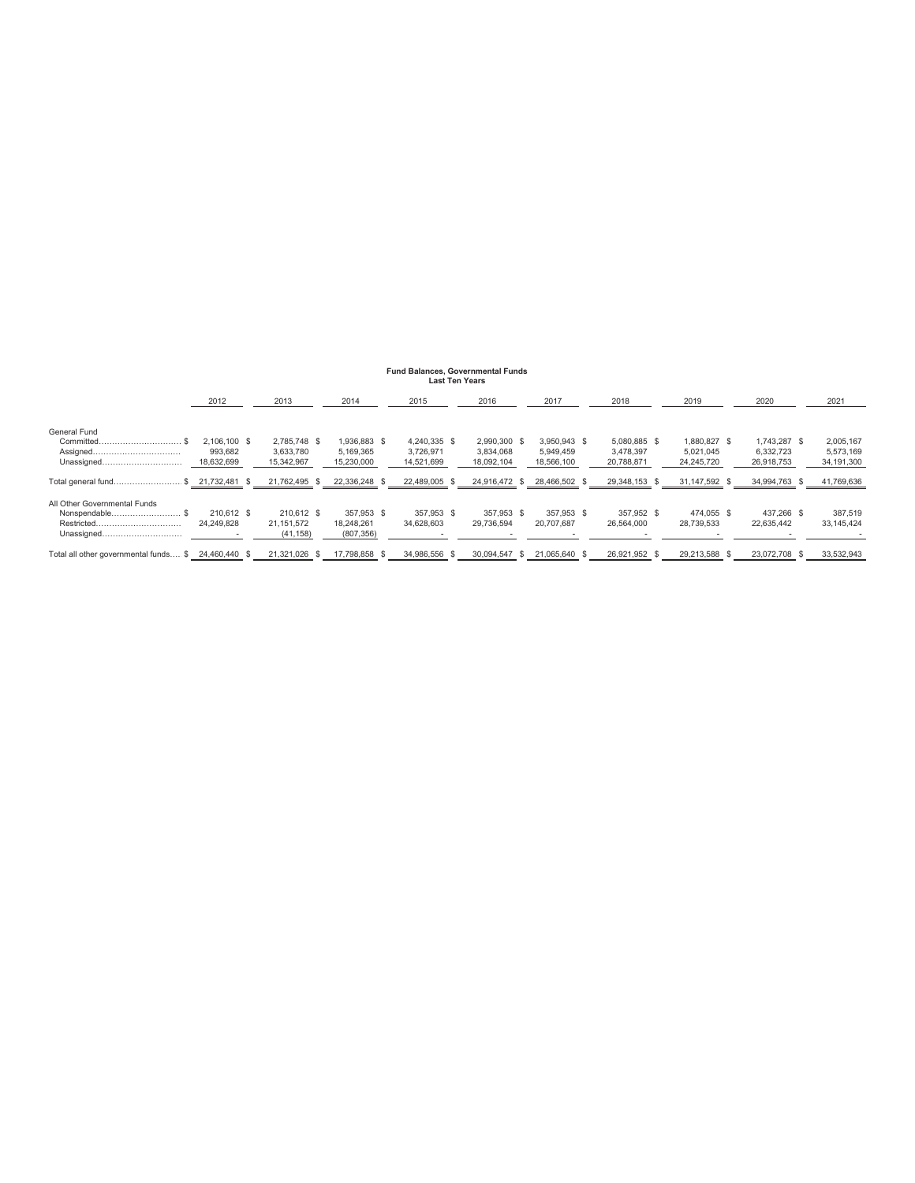# Fund Balances, Governmental Funds
## Last Ten Years

| | 2012 | 2013 | 2014 | 2015 | 2016 | 2017 | 2018 | 2019 | 2020 | 2021 |
|---|---|---|---|---|---|---|---|---|---|---|
| General Fund | | | | | | | | | | |
| Committed.............................. $ | 2,106,100 $ | 2,785,748 $ | 1,936,883 $ | 4,240,335 $ | 2,990,300 $ | 3,950,943 $ | 5,080,885 $ | 1,880,827 $ | 1,743,287 $ | 2,005,167 |
| Assigned................................ | 993,682 | 3,633,780 | 5,169,365 | 3,726,971 | 3,834,068 | 5,949,459 | 3,478,397 | 5,021,045 | 6,332,723 | 5,573,169 |
| Unassigned............................. | 18,632,699 | 15,342,967 | 15,230,000 | 14,521,699 | 18,092,104 | 18,566,100 | 20,788,871 | 24,245,720 | 26,918,753 | 34,191,300 |
| Total general fund......................... $ | 21,732,481 $ | 21,762,495 $ | 22,336,248 $ | 22,489,005 $ | 24,916,472 $ | 28,466,502 $ | 29,348,153 $ | 31,147,592 $ | 34,994,763 $ | 41,769,636 |
| All Other Governmental Funds | | | | | | | | | | |
| Nonspendable.......................... $ | 210,612 $ | 210,612 $ | 357,953 $ | 357,953 $ | 357,953 $ | 357,953 $ | 357,952 $ | 474,055 $ | 437,266 $ | 387,519 |
| Restricted............................... | 24,249,828 | 21,151,572 | 18,248,261 | 34,628,603 | 29,736,594 | 20,707,687 | 26,564,000 | 28,739,533 | 22,635,442 | 33,145,424 |
| Unassigned............................. | - | (41,158) | (807,356) | - | - | - | - | - | - | - |
| Total all other governmental funds.... $ | 24,460,440 $ | 21,321,026 $ | 17,798,858 $ | 34,986,556 $ | 30,094,547 $ | 21,065,640 $ | 26,921,952 $ | 29,213,588 $ | 23,072,708 $ | 33,532,943 |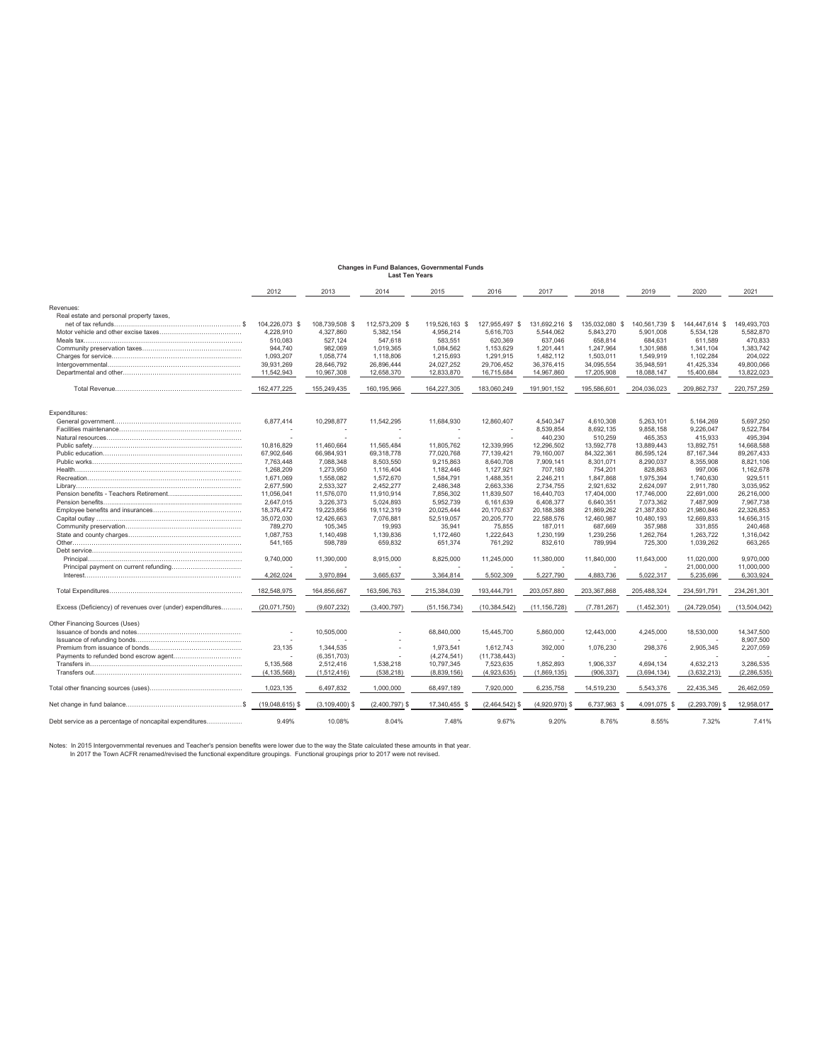## Changes in Fund Balances, Governmental Funds
### Last Ten Years

| | 2012 | 2013 | 2014 | 2015 | 2016 | 2017 | 2018 | 2019 | 2020 | 2021 |
|---|---|---|---|---|---|---|---|---|---|---|
| Revenues: | | | | | | | | | | |
| Real estate and personal property taxes, | | | | | | | | | | |
| net of tax refunds............................................................ $ | 104,226,073 $ | 108,739,508 $ | 112,573,209 $ | 119,526,163 $ | 127,955,497 $ | 131,692,216 $ | 135,032,080 $ | 140,561,739 $ | 144,447,614 $ | 149,493,703 |
| Motor vehicle and other excise taxes.................................... | 4,228,910 | 4,327,860 | 5,382,154 | 4,956,214 | 5,616,703 | 5,544,062 | 5,843,270 | 5,901,008 | 5,534,128 | 5,582,870 |
| Meals tax............................................................... | 510,083 | 527,124 | 547,618 | 583,551 | 620,369 | 637,046 | 658,814 | 684,631 | 611,589 | 470,833 |
| Community preservation taxes............................................ | 944,740 | 982,069 | 1,019,365 | 1,084,562 | 1,153,629 | 1,201,441 | 1,247,964 | 1,301,988 | 1,341,104 | 1,383,742 |
| Charges for service..................................................... | 1,093,207 | 1,058,774 | 1,118,806 | 1,215,693 | 1,291,915 | 1,482,112 | 1,503,011 | 1,549,919 | 1,102,284 | 204,022 |
| Intergovernmental....................................................... | 39,931,269 | 28,646,792 | 26,896,444 | 24,027,252 | 29,706,452 | 36,376,415 | 34,095,554 | 35,948,591 | 41,425,334 | 49,800,066 |
| Departmental and other.................................................. | 11,542,943 | 10,967,308 | 12,658,370 | 12,833,870 | 16,715,684 | 14,967,860 | 17,205,908 | 18,088,147 | 15,400,684 | 13,822,023 |
| Total Revenue........................................................... | 162,477,225 | 155,249,435 | 160,195,966 | 164,227,305 | 183,060,249 | 191,901,152 | 195,586,601 | 204,036,023 | 209,862,737 | 220,757,259 |
| Expenditures: | | | | | | | | | | |
| General government...................................................... | 6,877,414 | 10,298,877 | 11,542,295 | 11,684,930 | 12,860,407 | 4,540,347 | 4,610,308 | 5,263,101 | 5,164,269 | 5,697,250 |
| Facilities maintenance.................................................. | - | - | - | - | - | 8,539,854 | 8,692,135 | 9,858,158 | 9,226,047 | 9,522,784 |
| Natural resources....................................................... | - | - | - | - | - | 440,230 | 510,259 | 465,353 | 415,933 | 495,394 |
| Public safety........................................................... | 10,816,829 | 11,460,664 | 11,565,484 | 11,805,762 | 12,339,995 | 12,296,502 | 13,592,778 | 13,889,443 | 13,892,751 | 14,668,588 |
| Public education........................................................ | 67,902,646 | 66,984,931 | 69,318,778 | 77,020,768 | 77,139,421 | 79,160,007 | 84,322,361 | 86,595,124 | 87,167,344 | 89,267,433 |
| Public works............................................................ | 7,763,448 | 7,088,348 | 8,503,550 | 9,215,863 | 8,640,708 | 7,909,141 | 8,301,071 | 8,290,037 | 8,355,908 | 8,821,106 |
| Health.................................................................. | 1,268,209 | 1,273,950 | 1,116,404 | 1,182,446 | 1,127,921 | 707,180 | 754,201 | 828,863 | 997,006 | 1,162,678 |
| Recreation.............................................................. | 1,671,069 | 1,558,082 | 1,572,670 | 1,584,791 | 1,488,351 | 2,246,211 | 1,847,868 | 1,975,394 | 1,740,630 | 929,511 |
| Library................................................................. | 2,677,590 | 2,533,327 | 2,452,277 | 2,486,348 | 2,663,336 | 2,734,755 | 2,921,632 | 2,624,097 | 2,911,780 | 3,035,952 |
| Pension benefits - Teachers Retirement.................................. | 11,056,041 | 11,576,070 | 11,910,914 | 7,856,302 | 11,839,507 | 16,440,703 | 17,404,000 | 17,746,000 | 22,691,000 | 26,216,000 |
| Pension benefits........................................................ | 2,647,015 | 3,226,373 | 5,024,893 | 5,952,739 | 6,161,639 | 6,408,377 | 6,640,351 | 7,073,362 | 7,487,909 | 7,967,738 |
| Employee benefits and insurances........................................ | 18,376,472 | 19,223,856 | 19,112,319 | 20,025,444 | 20,170,637 | 20,188,388 | 21,869,262 | 21,387,830 | 21,980,846 | 22,326,853 |
| Capital outlay.......................................................... | 35,072,030 | 12,426,663 | 7,076,881 | 52,519,057 | 20,205,770 | 22,588,576 | 12,460,987 | 10,480,193 | 12,669,833 | 14,656,315 |
| Community preservation.................................................. | 789,270 | 105,345 | 19,993 | 35,941 | 75,855 | 187,011 | 687,669 | 357,988 | 331,855 | 240,468 |
| State and county charges................................................ | 1,087,753 | 1,140,498 | 1,139,836 | 1,172,460 | 1,222,643 | 1,230,199 | 1,239,256 | 1,262,764 | 1,263,722 | 1,316,042 |
| Other................................................................... | 541,165 | 598,789 | 659,832 | 651,374 | 761,292 | 832,610 | 789,994 | 725,300 | 1,039,262 | 663,265 |
| Debt service............................................................ | | | | | | | | | | |
| Principal............................................................... | 9,740,000 | 11,390,000 | 8,915,000 | 8,825,000 | 11,245,000 | 11,380,000 | 11,840,000 | 11,643,000 | 11,020,000 | 9,970,000 |
| Principal payment on current refunding.................................. | - | - | - | - | - | - | - | - | 21,000,000 | 11,000,000 |
| Interest................................................................ | 4,262,024 | 3,970,894 | 3,665,637 | 3,364,814 | 5,502,309 | 5,227,790 | 4,883,736 | 5,022,317 | 5,235,696 | 6,303,924 |
| Total Expenditures...................................................... | 182,548,975 | 164,856,667 | 163,596,763 | 215,384,039 | 193,444,791 | 203,057,880 | 203,367,868 | 205,488,324 | 234,591,791 | 234,261,301 |
| Excess (Deficiency) of revenues over (under) expenditures............... | (20,071,750) | (9,607,232) | (3,400,797) | (51,156,734) | (10,384,542) | (11,156,728) | (7,781,267) | (1,452,301) | (24,729,054) | (13,504,042) |
| Other Financing Sources (Uses) | | | | | | | | | | |
| Issuance of bonds and notes............................................. | - | 10,505,000 | - | 68,840,000 | 15,445,700 | 5,860,000 | 12,443,000 | 4,245,000 | 18,530,000 | 14,347,500 |
| Issuance of refunding bonds............................................. | - | - | - | - | - | - | - | - | - | 8,907,500 |
| Premium from issuance of bonds.......................................... | 23,135 | 1,344,535 | - | 1,973,541 | 1,612,743 | 392,000 | 1,076,230 | 298,376 | 2,905,345 | 2,207,059 |
| Payments to refunded bond escrow agent.................................. | - | (6,351,703) | - | (4,274,541) | (11,738,443) | - | - | - | - | - |
| Transfers in............................................................ | 5,135,568 | 2,512,416 | 1,538,218 | 10,797,345 | 7,523,635 | 1,852,893 | 1,906,337 | 4,694,134 | 4,632,213 | 3,286,535 |
| Transfers out........................................................... | (4,135,568) | (1,512,416) | (538,218) | (8,839,156) | (4,923,635) | (1,869,135) | (906,337) | (3,694,134) | (3,632,213) | (2,286,535) |
| Total other financing sources (uses).................................... | 1,023,135 | 6,497,832 | 1,000,000 | 68,497,189 | 7,920,000 | 6,235,758 | 14,519,230 | 5,543,376 | 22,435,345 | 26,462,059 |
| Net change in fund balance.............................................. $ | (19,048,615) $ | (3,109,400) $ | (2,400,797) $ | 17,340,455 $ | (2,464,542) $ | (4,920,970) $ | 6,737,963 $ | 4,091,075 $ | (2,293,709) $ | 12,958,017 |
| Debt service as a percentage of noncapital expenditures................. | 9.49% | 10.08% | 8.04% | 7.48% | 9.67% | 9.20% | 8.76% | 8.55% | 7.32% | 7.41% |

Notes: In 2015 Intergovernmental revenues and Teacher's pension benefits were lower due to the way the State calculated these amounts in that year.
In 2017 the Town ACFR renamed/revised the functional expenditure groupings. Functional groupings prior to 2017 were not revised.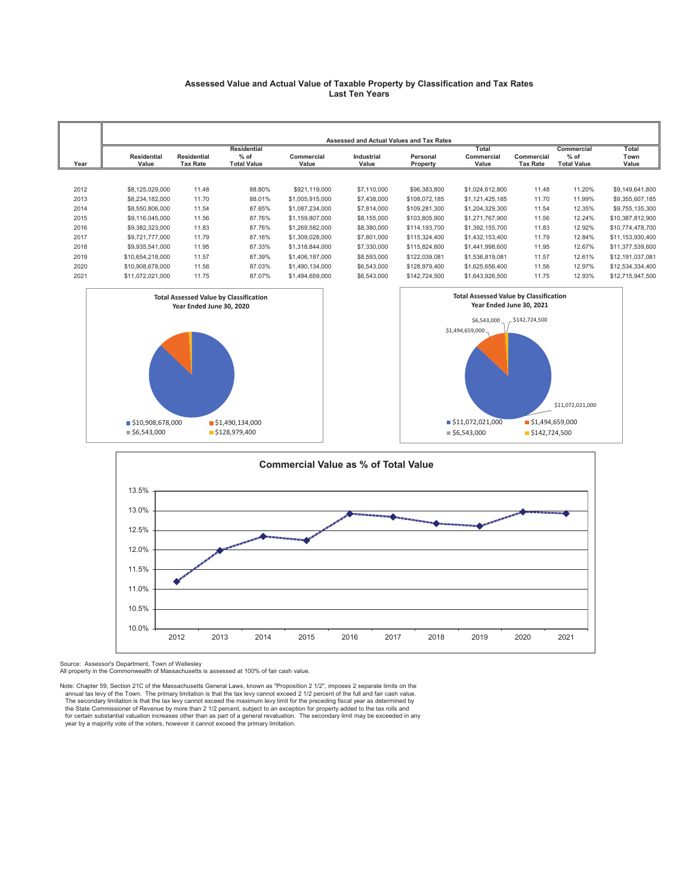# Assessed Value and Actual Value of Taxable Property by Classification and Tax Rates
## Last Ten Years

| Year | Residential Value | Residential Tax Rate | Residential % of Total Value | Commercial Value | Industrial Value | Personal Property | Total Commercial Value | Commercial Tax Rate | Commercial % of Total Value | Total Town Value |
|---|---|---|---|---|---|---|---|---|---|---|
| | Assessed and Actual Values and Tax Rates | | | | | | | | | |
| 2012 | $8,125,029,000 | 11.48 | 88.80% | $921,119,000 | $7,110,000 | $96,383,800 | $1,024,612,800 | 11.48 | 11.20% | $9,149,641,800 |
| 2013 | $8,234,182,000 | 11.70 | 88.01% | $1,005,915,000 | $7,438,000 | $108,072,185 | $1,121,425,185 | 11.70 | 11.99% | $9,355,607,185 |
| 2014 | $8,550,806,000 | 11.54 | 87.65% | $1,087,234,000 | $7,814,000 | $109,281,300 | $1,204,329,300 | 11.54 | 12.35% | $9,755,135,300 |
| 2015 | $9,116,045,000 | 11.56 | 87.76% | $1,159,807,000 | $8,155,000 | $103,805,900 | $1,271,767,900 | 11.56 | 12.24% | $10,387,812,900 |
| 2016 | $9,382,323,000 | 11.83 | 87.76% | $1,269,582,000 | $8,380,000 | $114,193,700 | $1,392,155,700 | 11.83 | 12.92% | $10,774,478,700 |
| 2017 | $9,721,777,000 | 11.79 | 87.16% | $1,309,028,000 | $7,801,000 | $115,324,400 | $1,432,153,400 | 11.79 | 12.84% | $11,153,930,400 |
| 2018 | $9,935,541,000 | 11.95 | 87.33% | $1,318,844,000 | $7,330,000 | $115,824,600 | $1,441,998,600 | 11.95 | 12.67% | $11,377,539,600 |
| 2019 | $10,654,218,000 | 11.57 | 87.39% | $1,406,187,000 | $8,593,000 | $122,039,081 | $1,536,819,081 | 11.57 | 12.61% | $12,191,037,081 |
| 2020 | $10,908,678,000 | 11.56 | 87.03% | $1,490,134,000 | $6,543,000 | $128,979,400 | $1,625,656,400 | 11.56 | 12.97% | $12,534,334,400 |
| 2021 | $11,072,021,000 | 11.75 | 87.07% | $1,494,659,000 | $6,543,000 | $142,724,500 | $1,643,926,500 | 11.75 | 12.93% | $12,715,947,500 |

**Total Assessed Value by Classification**
**Year Ended June 30, 2020**

- $10,908,678,000
- $1,490,134,000
- $6,543,000
- $128,979,400

**Total Assessed Value by Classification**
**Year Ended June 30, 2021**

- $11,072,021,000
- $1,494,659,000
- $6,543,000
- $142,724,500

**Commercial Value as % of Total Value**

| Year | 2012 | 2013 | 2014 | 2015 | 2016 | 2017 | 2018 | 2019 | 2020 | 2021 |
|---|---|---|---|---|---|---|---|---|---|---|

Source: Assessor's Department, Town of Wellesley
All property in the Commonwealth of Massachusetts is assessed at 100% of fair cash value.

Note: Chapter 59, Section 21C of the Massachusetts General Laws, known as "Proposition 2 1/2", imposes 2 separate limits on the annual tax levy of the Town. The primary limitation is that the tax levy cannot exceed 2 1/2 percent of the full and fair cash value. The secondary limitation is that the tax levy cannot exceed the maximum levy limit for the preceding fiscal year as determined by the State Commissioner of Revenue by more than 2 1/2 percent, subject to an exception for property added to the tax rolls and for certain substantial valuation increases other than as part of a general revaluation. The secondary limit may be exceeded in any year by a majority vote of the voters, however it cannot exceed the primary limitation.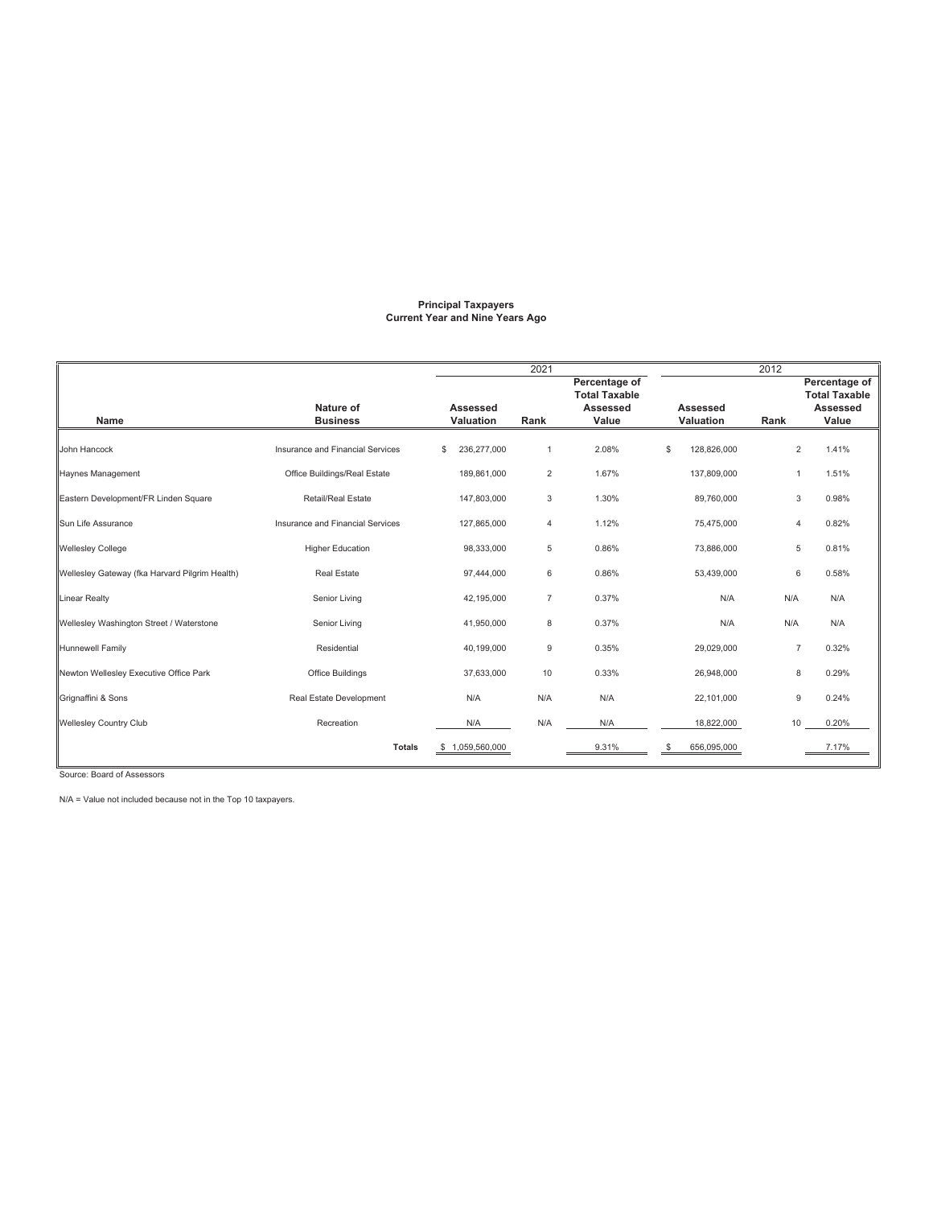**Principal Taxpayers**
**Current Year and Nine Years Ago**

| | | 2021 | | | 2012 | | |
|---|---|---|---|---|---|---|---|
| **Name** | **Nature of Business** | **Assessed Valuation** | **Rank** | **Percentage of Total Taxable Assessed Value** | **Assessed Valuation** | **Rank** | **Percentage of Total Taxable Assessed Value** |
| John Hancock | Insurance and Financial Services | $ 236,277,000 | 1 | 2.08% | $ 128,826,000 | 2 | 1.41% |
| Haynes Management | Office Buildings/Real Estate | 189,861,000 | 2 | 1.67% | 137,809,000 | 1 | 1.51% |
| Eastern Development/FR Linden Square | Retail/Real Estate | 147,803,000 | 3 | 1.30% | 89,760,000 | 3 | 0.98% |
| Sun Life Assurance | Insurance and Financial Services | 127,865,000 | 4 | 1.12% | 75,475,000 | 4 | 0.82% |
| Wellesley College | Higher Education | 98,333,000 | 5 | 0.86% | 73,886,000 | 5 | 0.81% |
| Wellesley Gateway (fka Harvard Pilgrim Health) | Real Estate | 97,444,000 | 6 | 0.86% | 53,439,000 | 6 | 0.58% |
| Linear Realty | Senior Living | 42,195,000 | 7 | 0.37% | N/A | N/A | N/A |
| Wellesley Washington Street / Waterstone | Senior Living | 41,950,000 | 8 | 0.37% | N/A | N/A | N/A |
| Hunnewell Family | Residential | 40,199,000 | 9 | 0.35% | 29,029,000 | 7 | 0.32% |
| Newton Wellesley Executive Office Park | Office Buildings | 37,633,000 | 10 | 0.33% | 26,948,000 | 8 | 0.29% |
| Grignaffini & Sons | Real Estate Development | N/A | N/A | N/A | 22,101,000 | 9 | 0.24% |
| Wellesley Country Club | Recreation | N/A | N/A | N/A | 18,822,000 | 10 | 0.20% |
| | **Totals** | $ 1,059,560,000 | | 9.31% | $ 656,095,000 | | 7.17% |

Source: Board of Assessors

N/A = Value not included because not in the Top 10 taxpayers.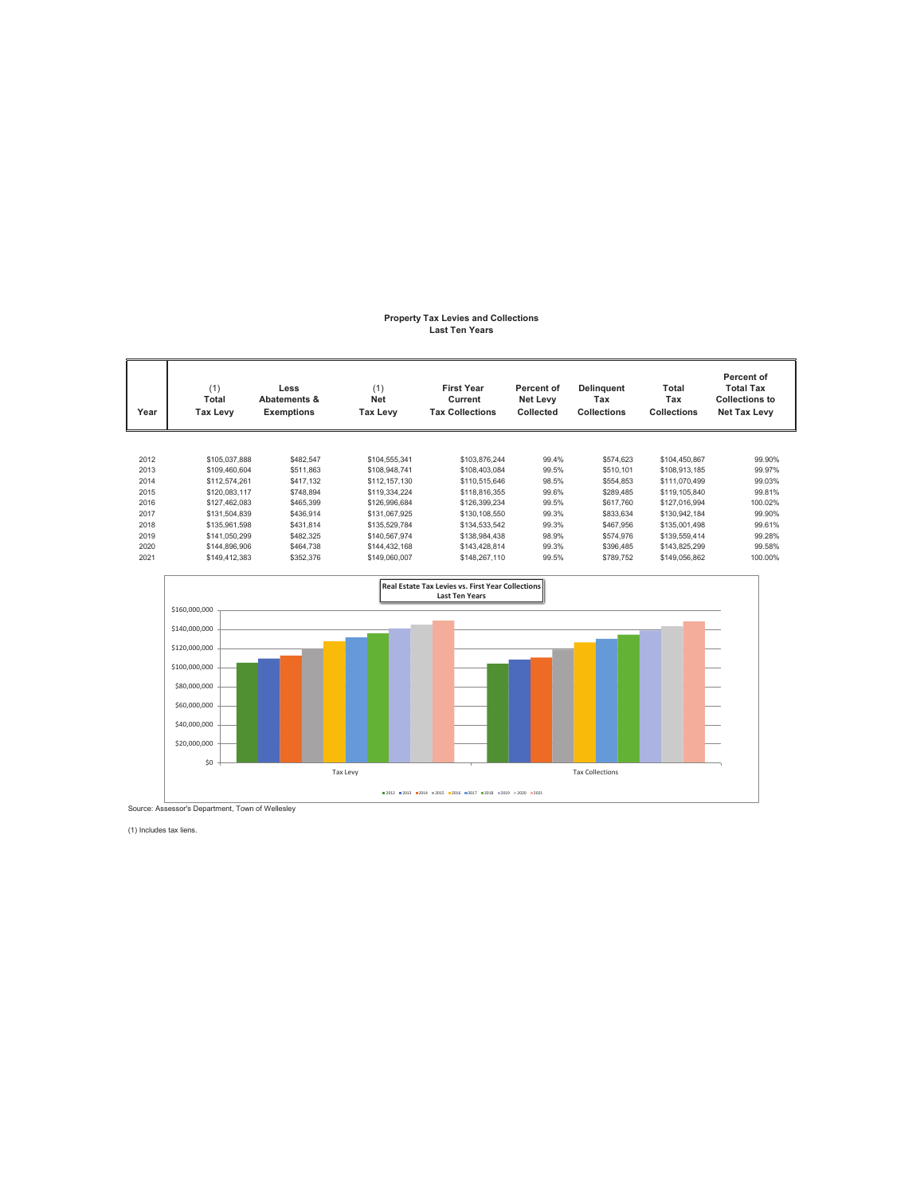# Property Tax Levies and Collections
## Last Ten Years

| Year | (1) Total Tax Levy | Less Abatements & Exemptions | (1) Net Tax Levy | First Year Current Tax Collections | Percent of Net Levy Collected | Delinquent Tax Collections | Total Tax Collections | Percent of Total Tax Collections to Net Tax Levy |
|---|---|---|---|---|---|---|---|---|
| 2012 | $105,037,888 | $482,547 | $104,555,341 | $103,876,244 | 99.4% | $574,623 | $104,450,867 | 99.90% |
| 2013 | $109,460,604 | $511,863 | $108,948,741 | $108,403,084 | 99.5% | $510,101 | $108,913,185 | 99.97% |
| 2014 | $112,574,261 | $417,132 | $112,157,130 | $110,515,646 | 98.5% | $554,853 | $111,070,499 | 99.03% |
| 2015 | $120,083,117 | $748,894 | $119,334,224 | $118,816,355 | 99.6% | $289,485 | $119,105,840 | 99.81% |
| 2016 | $127,462,083 | $465,399 | $126,996,684 | $126,399,234 | 99.5% | $617,760 | $127,016,994 | 100.02% |
| 2017 | $131,504,839 | $436,914 | $131,067,925 | $130,108,550 | 99.3% | $833,634 | $130,942,184 | 99.90% |
| 2018 | $135,961,598 | $431,814 | $135,529,784 | $134,533,542 | 99.3% | $467,956 | $135,001,498 | 99.61% |
| 2019 | $141,050,299 | $482,325 | $140,567,974 | $138,984,438 | 98.9% | $574,976 | $139,559,414 | 99.28% |
| 2020 | $144,896,906 | $464,738 | $144,432,168 | $143,428,814 | 99.3% | $396,485 | $143,825,299 | 99.58% |
| 2021 | $149,412,383 | $352,376 | $149,060,007 | $148,267,110 | 99.5% | $789,752 | $149,056,862 | 100.00% |

**Real Estate Tax Levies vs. First Year Collections**
**Last Ten Years**

Source: Assessor's Department, Town of Wellesley

(1) Includes tax liens.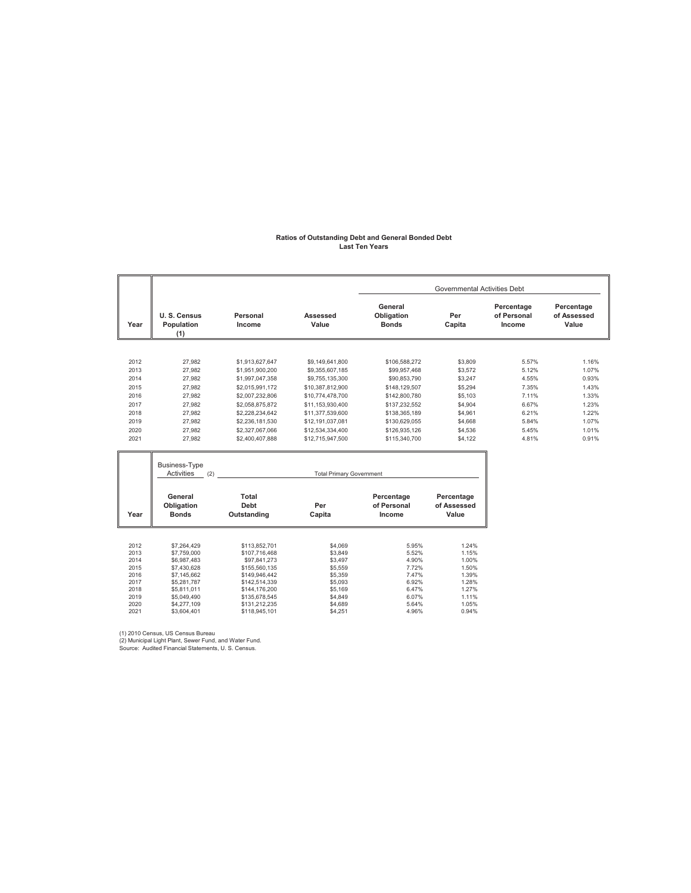## Ratios of Outstanding Debt and General Bonded Debt
### Last Ten Years

| Year | U. S. Census Population (1) | Personal Income | Assessed Value | Governmental Activities Debt | | | |
|---|---|---|---|---|---|---|---|
| | | | | General Obligation Bonds | Per Capita | Percentage of Personal Income | Percentage of Assessed Value |
| 2012 | 27,982 | $1,913,627,647 | $9,149,641,800 | $106,588,272 | $3,809 | 5.57% | 1.16% |
| 2013 | 27,982 | $1,951,900,200 | $9,355,607,185 | $99,957,468 | $3,572 | 5.12% | 1.07% |
| 2014 | 27,982 | $1,997,047,358 | $9,755,135,300 | $90,853,790 | $3,247 | 4.55% | 0.93% |
| 2015 | 27,982 | $2,015,991,172 | $10,387,812,900 | $148,129,507 | $5,294 | 7.35% | 1.43% |
| 2016 | 27,982 | $2,007,232,806 | $10,774,478,700 | $142,800,780 | $5,103 | 7.11% | 1.33% |
| 2017 | 27,982 | $2,058,875,872 | $11,153,930,400 | $137,232,552 | $4,904 | 6.67% | 1.23% |
| 2018 | 27,982 | $2,228,234,642 | $11,377,539,600 | $138,365,189 | $4,961 | 6.21% | 1.22% |
| 2019 | 27,982 | $2,236,181,530 | $12,191,037,081 | $130,629,055 | $4,668 | 5.84% | 1.07% |
| 2020 | 27,982 | $2,327,067,066 | $12,534,334,400 | $126,935,126 | $4,536 | 5.45% | 1.01% |
| 2021 | 27,982 | $2,400,407,888 | $12,715,947,500 | $115,340,700 | $4,122 | 4.81% | 0.91% |

| Year | Business-Type Activities (2) | Total Primary Government | | | |
|---|---|---|---|---|---|
| | General Obligation Bonds | Total Debt Outstanding | Per Capita | Percentage of Personal Income | Percentage of Assessed Value |
| 2012 | $7,264,429 | $113,852,701 | $4,069 | 5.95% | 1.24% |
| 2013 | $7,759,000 | $107,716,468 | $3,849 | 5.52% | 1.15% |
| 2014 | $6,987,483 | $97,841,273 | $3,497 | 4.90% | 1.00% |
| 2015 | $7,430,628 | $155,560,135 | $5,559 | 7.72% | 1.50% |
| 2016 | $7,145,662 | $149,946,442 | $5,359 | 7.47% | 1.39% |
| 2017 | $5,281,787 | $142,514,339 | $5,093 | 6.92% | 1.28% |
| 2018 | $5,811,011 | $144,176,200 | $5,169 | 6.47% | 1.27% |
| 2019 | $5,049,490 | $135,678,545 | $4,849 | 6.07% | 1.11% |
| 2020 | $4,277,109 | $131,212,235 | $4,689 | 5.64% | 1.05% |
| 2021 | $3,604,401 | $118,945,101 | $4,251 | 4.96% | 0.94% |

(1) 2010 Census, US Census Bureau
(2) Municipal Light Plant, Sewer Fund, and Water Fund.
Source: Audited Financial Statements, U. S. Census.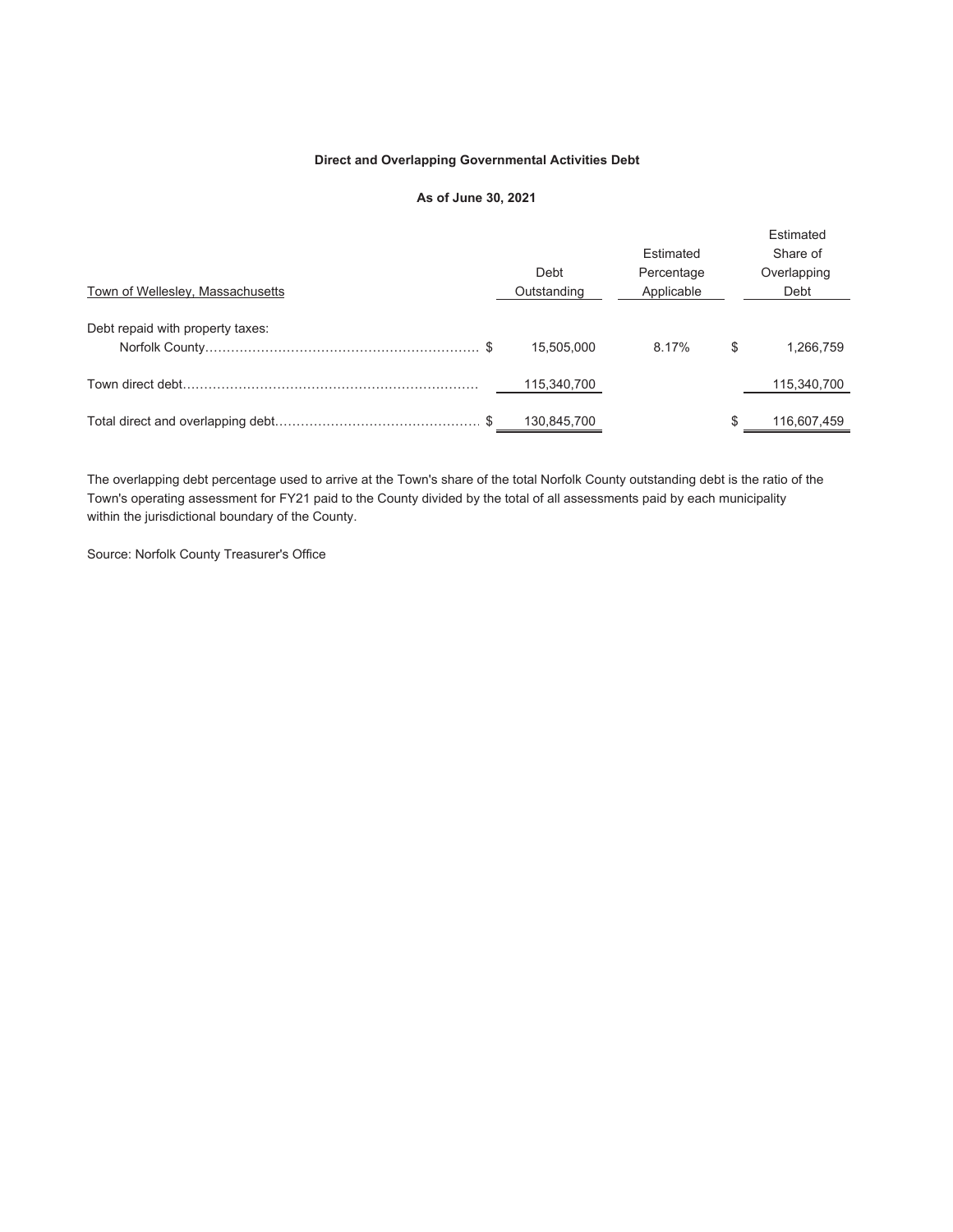**Direct and Overlapping Governmental Activities Debt**

**As of June 30, 2021**

| Town of Wellesley, Massachusetts | Debt Outstanding | Estimated Percentage Applicable | Estimated Share of Overlapping Debt |
|---|---|---|---|
| Debt repaid with property taxes: | | | |
| Norfolk County | $ 15,505,000 | 8.17% | $ 1,266,759 |
| Town direct debt | 115,340,700 | | 115,340,700 |
| Total direct and overlapping debt | $ 130,845,700 | | $ 116,607,459 |

The overlapping debt percentage used to arrive at the Town's share of the total Norfolk County outstanding debt is the ratio of the Town's operating assessment for FY21 paid to the County divided by the total of all assessments paid by each municipality within the jurisdictional boundary of the County.

Source: Norfolk County Treasurer's Office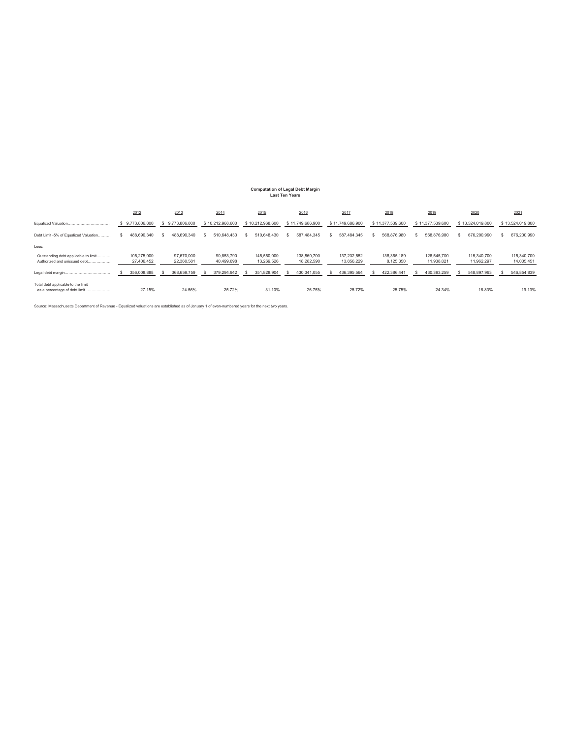**Computation of Legal Debt Margin**
**Last Ten Years**

| | 2012 | 2013 | 2014 | 2015 | 2016 | 2017 | 2018 | 2019 | 2020 | 2021 |
|---|---|---|---|---|---|---|---|---|---|---|
| Equalized Valuation................................ | $ 9,773,806,800 | $ 9,773,806,800 | $ 10,212,968,600 | $ 10,212,968,600 | $ 11,749,686,900 | $ 11,749,686,900 | $ 11,377,539,600 | $ 11,377,539,600 | $ 13,524,019,800 | $ 13,524,019,800 |
| Debt Limit -5% of Equalized Valuation.......... | $ 488,690,340 | $ 488,690,340 | $ 510,648,430 | $ 510,648,430 | $ 587,484,345 | $ 587,484,345 | $ 568,876,980 | $ 568,876,980 | $ 676,200,990 | $ 676,200,990 |
| Less: | | | | | | | | | | |
| Outstanding debt applicable to limit........... | 105,275,000 | 97,670,000 | 90,853,790 | 145,550,000 | 138,860,700 | 137,232,552 | 138,365,189 | 126,545,700 | 115,340,700 | 115,340,700 |
| Authorized and unissued debt.................. | 27,406,452 | 22,360,581 | 40,499,698 | 13,269,526 | 18,282,590 | 13,856,229 | 8,125,350 | 11,938,021 | 11,962,297 | 14,005,451 |
| Legal debt margin.................................... | $ 356,008,888 | $ 368,659,759 | $ 379,294,942 | $ 351,828,904 | $ 430,341,055 | $ 436,395,564 | $ 422,386,441 | $ 430,393,259 | $ 548,897,993 | $ 546,854,839 |
| Total debt applicable to the limit as a percentage of debt limit.................. | 27.15% | 24.56% | 25.72% | 31.10% | 26.75% | 25.72% | 25.75% | 24.34% | 18.83% | 19.13% |

Source: Massachusetts Department of Revenue - Equalized valuations are established as of January 1 of even-numbered years for the next two years.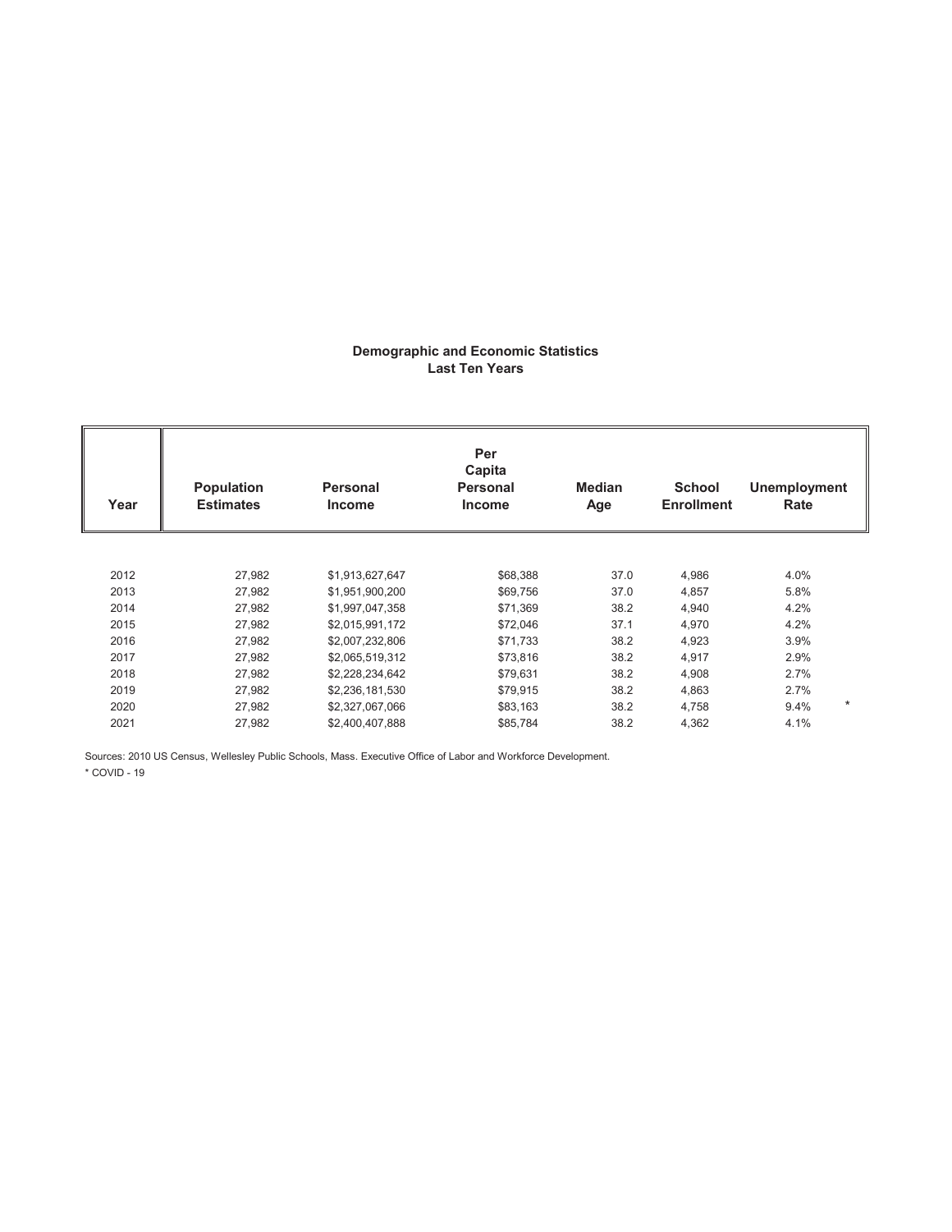## Demographic and Economic Statistics
### Last Ten Years

| Year | Population Estimates | Personal Income | Per Capita Personal Income | Median Age | School Enrollment | Unemployment Rate |
|---|---|---|---|---|---|---|
| 2012 | 27,982 | $1,913,627,647 | $68,388 | 37.0 | 4,986 | 4.0% |
| 2013 | 27,982 | $1,951,900,200 | $69,756 | 37.0 | 4,857 | 5.8% |
| 2014 | 27,982 | $1,997,047,358 | $71,369 | 38.2 | 4,940 | 4.2% |
| 2015 | 27,982 | $2,015,991,172 | $72,046 | 37.1 | 4,970 | 4.2% |
| 2016 | 27,982 | $2,007,232,806 | $71,733 | 38.2 | 4,923 | 3.9% |
| 2017 | 27,982 | $2,065,519,312 | $73,816 | 38.2 | 4,917 | 2.9% |
| 2018 | 27,982 | $2,228,234,642 | $79,631 | 38.2 | 4,908 | 2.7% |
| 2019 | 27,982 | $2,236,181,530 | $79,915 | 38.2 | 4,863 | 2.7% |
| 2020 | 27,982 | $2,327,067,066 | $83,163 | 38.2 | 4,758 | 9.4% * |
| 2021 | 27,982 | $2,400,407,888 | $85,784 | 38.2 | 4,362 | 4.1% |

Sources: 2010 US Census, Wellesley Public Schools, Mass. Executive Office of Labor and Workforce Development.

* COVID - 19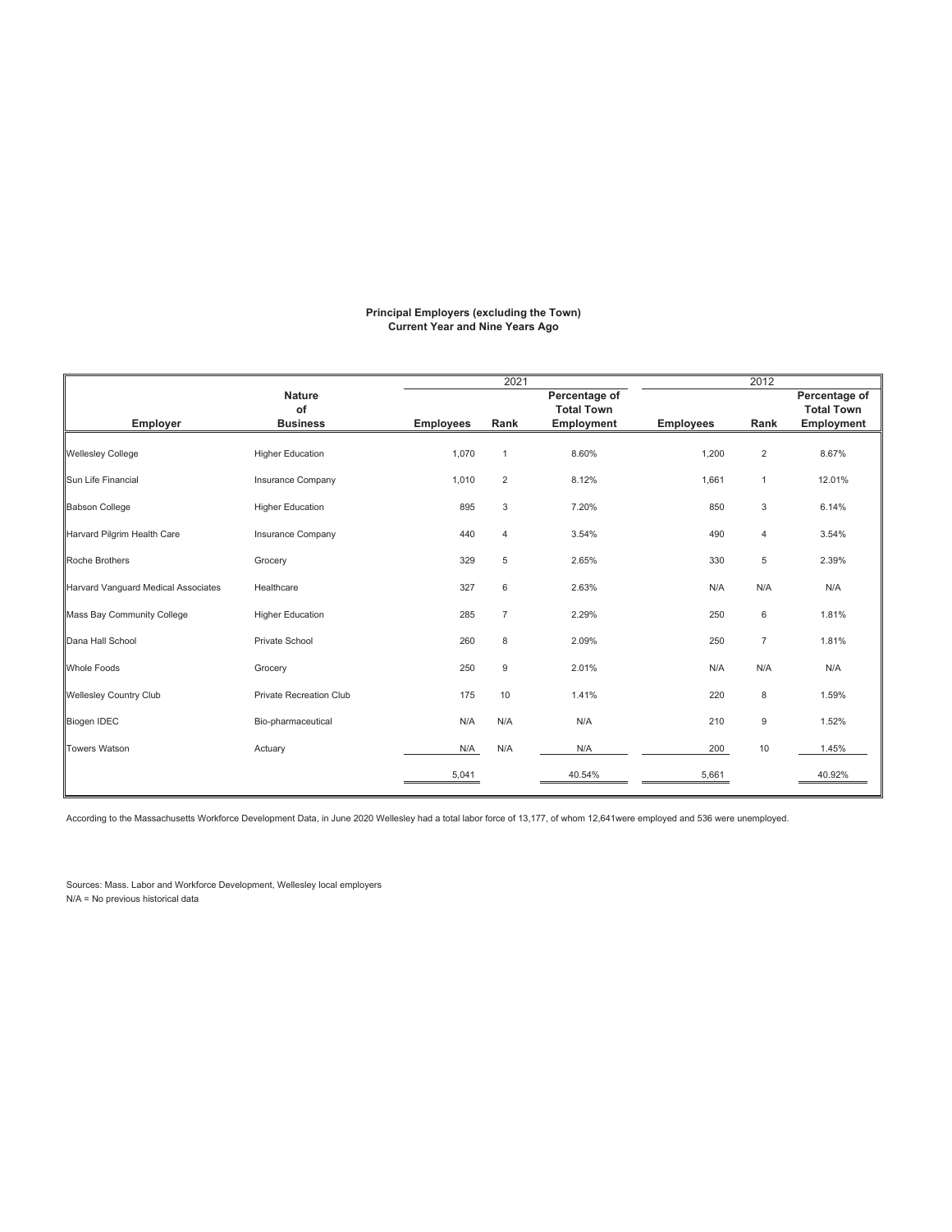**Principal Employers (excluding the Town)**
**Current Year and Nine Years Ago**

| Employer | Nature of Business | 2021 Employees | 2021 Rank | 2021 Percentage of Total Town Employment | 2012 Employees | 2012 Rank | 2012 Percentage of Total Town Employment |
|---|---|---|---|---|---|---|---|
| Wellesley College | Higher Education | 1,070 | 1 | 8.60% | 1,200 | 2 | 8.67% |
| Sun Life Financial | Insurance Company | 1,010 | 2 | 8.12% | 1,661 | 1 | 12.01% |
| Babson College | Higher Education | 895 | 3 | 7.20% | 850 | 3 | 6.14% |
| Harvard Pilgrim Health Care | Insurance Company | 440 | 4 | 3.54% | 490 | 4 | 3.54% |
| Roche Brothers | Grocery | 329 | 5 | 2.65% | 330 | 5 | 2.39% |
| Harvard Vanguard Medical Associates | Healthcare | 327 | 6 | 2.63% | N/A | N/A | N/A |
| Mass Bay Community College | Higher Education | 285 | 7 | 2.29% | 250 | 6 | 1.81% |
| Dana Hall School | Private School | 260 | 8 | 2.09% | 250 | 7 | 1.81% |
| Whole Foods | Grocery | 250 | 9 | 2.01% | N/A | N/A | N/A |
| Wellesley Country Club | Private Recreation Club | 175 | 10 | 1.41% | 220 | 8 | 1.59% |
| Biogen IDEC | Bio-pharmaceutical | N/A | N/A | N/A | 210 | 9 | 1.52% |
| Towers Watson | Actuary | N/A | N/A | N/A | 200 | 10 | 1.45% |
| | | 5,041 | | 40.54% | 5,661 | | 40.92% |

According to the Massachusetts Workforce Development Data, in June 2020 Wellesley had a total labor force of 13,177, of whom 12,641were employed and 536 were unemployed.

Sources: Mass. Labor and Workforce Development, Wellesley local employers
N/A = No previous historical data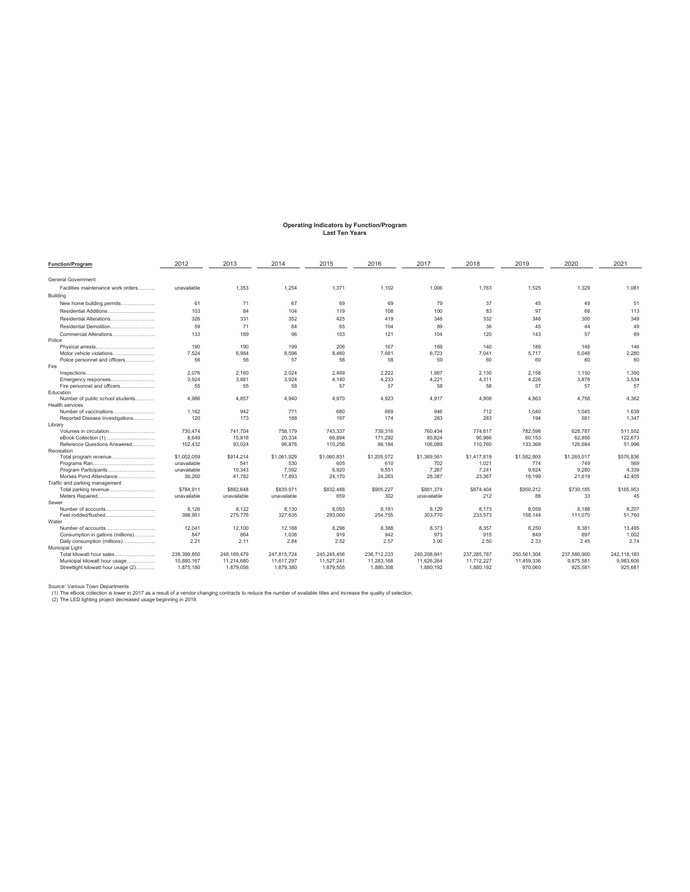# Operating Indicators by Function/Program
## Last Ten Years

| Function/Program | 2012 | 2013 | 2014 | 2015 | 2016 | 2017 | 2018 | 2019 | 2020 | 2021 |
|---|---|---|---|---|---|---|---|---|---|---|
| General Government | | | | | | | | | | |
| Facilities maintenance work orders.......... | unavailable | 1,353 | 1,254 | 1,371 | 1,102 | 1,006 | 1,763 | 1,525 | 1,329 | 1,081 |
| Building | | | | | | | | | | |
| New home building permits.................... | 61 | 71 | 67 | 69 | 69 | 79 | 37 | 45 | 49 | 51 |
| Residential Additions............................ | 103 | 84 | 104 | 119 | 108 | 100 | 83 | 97 | 68 | 113 |
| Residential Alterations.......................... | 326 | 331 | 352 | 425 | 419 | 348 | 332 | 348 | 300 | 349 |
| Residential Demolition.......................... | 59 | 71 | 64 | 65 | 104 | 89 | 36 | 45 | 44 | 49 |
| Commercial Alterations......................... | 133 | 189 | 96 | 103 | 121 | 104 | 120 | 143 | 57 | 69 |
| Police | | | | | | | | | | |
| Physical arrests.................................. | 190 | 190 | 199 | 206 | 167 | 169 | 140 | 189 | 146 | 146 |
| Motor vehicle violations........................ | 7,524 | 6,984 | 8,596 | 8,460 | 7,681 | 6,723 | 7,041 | 5,717 | 5,046 | 2,280 |
| Police personnel and officers................. | 56 | 56 | 57 | 58 | 58 | 59 | 60 | 60 | 60 | 60 |
| Fire | | | | | | | | | | |
| Inspections.......................................... | 2,076 | 2,160 | 2,024 | 2,469 | 2,222 | 1,967 | 2,130 | 2,158 | 1,150 | 1,350 |
| Emergency responses.......................... | 3,924 | 3,881 | 3,924 | 4,140 | 4,233 | 4,221 | 4,311 | 4,226 | 3,878 | 3,534 |
| Fire personnel and officers.................... | 55 | 55 | 58 | 57 | 57 | 58 | 58 | 57 | 57 | 57 |
| Education | | | | | | | | | | |
| Number of public school students........... | 4,986 | 4,857 | 4,940 | 4,970 | 4,923 | 4,917 | 4,908 | 4,863 | 4,758 | 4,362 |
| Health services | | | | | | | | | | |
| Number of vaccinations......................... | 1,162 | 942 | 771 | 680 | 669 | 946 | 712 | 1,040 | 1,045 | 1,639 |
| Reported Disease Investigations............ | 120 | 173 | 188 | 197 | 174 | 283 | 283 | 194 | 581 | 1,347 |
| Library | | | | | | | | | | |
| Volumes in circulation........................... | 730,474 | 741,704 | 758,179 | 743,337 | 739,316 | 760,434 | 774,617 | 782,598 | 628,787 | 511,552 |
| eBook Collection (1).............................. | 8,649 | 15,816 | 20,334 | 66,894 | 171,292 | 85,824 | 90,966 | 60,153 | 62,856 | 122,673 |
| Reference Questions Answered............. | 102,432 | 93,024 | 96,876 | 110,256 | 86,184 | 106,089 | 110,760 | 133,368 | 126,684 | 51,996 |
| Recreation | | | | | | | | | | |
| Total program revenue.......................... | $1,002,059 | $914,214 | $1,061,929 | $1,060,831 | $1,205,072 | $1,369,561 | $1,417,819 | $1,582,803 | $1,265,017 | $576,836 |
| Programs Ran...................................... | unavailable | 541 | 530 | 605 | 610 | 702 | 1,021 | 774 | 749 | 569 |
| Program Participants............................. | unavailable | 10,343 | 7,592 | 6,920 | 9,551 | 7,267 | 7,241 | 9,624 | 9,280 | 4,339 |
| Morses Pond Attendance....................... | 36,260 | 41,782 | 17,893 | 24,170 | 24,263 | 28,387 | 23,367 | 18,199 | 21,619 | 42,405 |
| Traffic and parking management | | | | | | | | | | |
| Total parking revenue............................ | $784,911 | $882,648 | $835,971 | $832,488 | $905,227 | $881,374 | $874,404 | $950,212 | $730,185 | $165,953 |
| Meters Repaired................................... | unavailable | unavailable | unavailable | 659 | 302 | unavailable | 212 | 88 | 33 | 45 |
| Sewer | | | | | | | | | | |
| Number of accounts.............................. | 8,126 | 8,122 | 8,130 | 8,093 | 8,181 | 8,129 | 8,173 | 8,059 | 8,188 | 8,207 |
| Feet rodded/flushed.............................. | 398,951 | 275,776 | 327,635 | 293,000 | 254,755 | 303,770 | 233,573 | 158,144 | 111,070 | 51,760 |
| Water | | | | | | | | | | |
| Number of accounts.............................. | 12,041 | 12,100 | 12,188 | 8,296 | 8,388 | 8,373 | 8,357 | 8,250 | 8,381 | 13,495 |
| Consumption in gallons (millions)............ | 847 | 864 | 1,036 | 919 | 942 | 973 | 915 | 849 | 897 | 1,002 |
| Daily consumption (millions).................. | 2.21 | 2.11 | 2.84 | 2.52 | 2.57 | 3.00 | 2.50 | 2.33 | 2.45 | 2.74 |
| Municipal Light | | | | | | | | | | |
| Total kilowatt hour sales........................ | 238,399,850 | 248,169,479 | 247,815,724 | 245,245,456 | 236,712,233 | 240,208,941 | 237,285,787 | 250,561,304 | 237,580,900 | 242,118,183 |
| Municipal kilowatt hour usage................. | 10,880,167 | 11,214,680 | 11,617,297 | 11,527,241 | 11,283,168 | 11,626,264 | 11,712,227 | 11,459,336 | 9,875,581 | 9,983,606 |
| Streetlight kilowatt hour usage (2)........... | 1,875,180 | 1,879,056 | 1,879,380 | 1,879,505 | 1,880,308 | 1,880,192 | 1,880,192 | 970,060 | 925,581 | 925,681 |

Source: Various Town Departments

(1) The eBook collection is lower in 2017 as a result of a vendor changing contracts to reduce the number of available titles and increase the quality of selection.

(2) The LED lighting project decreased usage beginning in 2019.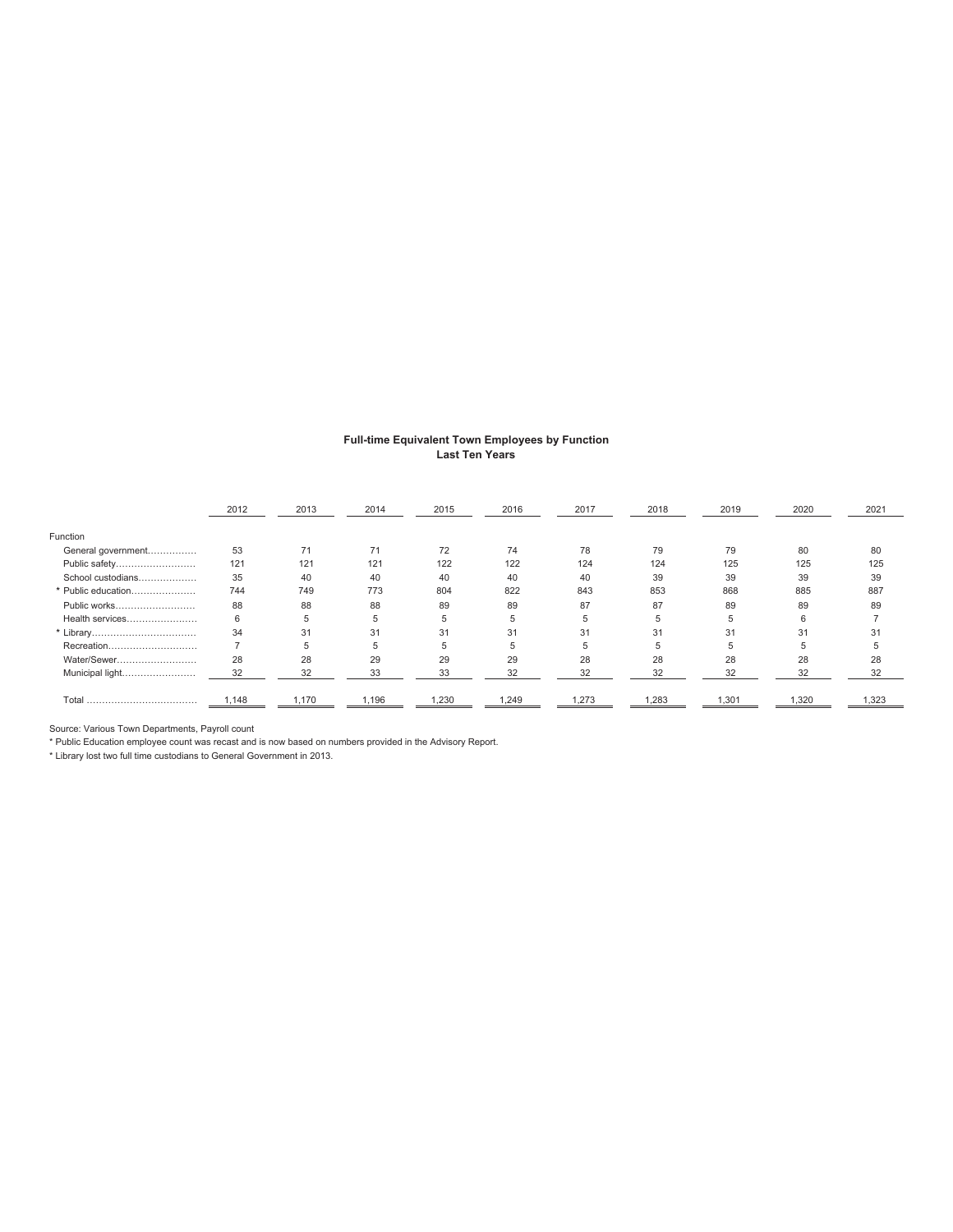## Full-time Equivalent Town Employees by Function
### Last Ten Years

| | 2012 | 2013 | 2014 | 2015 | 2016 | 2017 | 2018 | 2019 | 2020 | 2021 |
|---|---|---|---|---|---|---|---|---|---|---|
| Function | | | | | | | | | | |
| General government | 53 | 71 | 71 | 72 | 74 | 78 | 79 | 79 | 80 | 80 |
| Public safety | 121 | 121 | 121 | 122 | 122 | 124 | 124 | 125 | 125 | 125 |
| School custodians | 35 | 40 | 40 | 40 | 40 | 40 | 39 | 39 | 39 | 39 |
| * Public education | 744 | 749 | 773 | 804 | 822 | 843 | 853 | 868 | 885 | 887 |
| Public works | 88 | 88 | 88 | 89 | 89 | 87 | 87 | 89 | 89 | 89 |
| Health services | 6 | 5 | 5 | 5 | 5 | 5 | 5 | 5 | 6 | 7 |
| * Library | 34 | 31 | 31 | 31 | 31 | 31 | 31 | 31 | 31 | 31 |
| Recreation | 7 | 5 | 5 | 5 | 5 | 5 | 5 | 5 | 5 | 5 |
| Water/Sewer | 28 | 28 | 29 | 29 | 29 | 28 | 28 | 28 | 28 | 28 |
| Municipal light | 32 | 32 | 33 | 33 | 32 | 32 | 32 | 32 | 32 | 32 |
| Total | 1,148 | 1,170 | 1,196 | 1,230 | 1,249 | 1,273 | 1,283 | 1,301 | 1,320 | 1,323 |

Source: Various Town Departments, Payroll count

* Public Education employee count was recast and is now based on numbers provided in the Advisory Report.

* Library lost two full time custodians to General Government in 2013.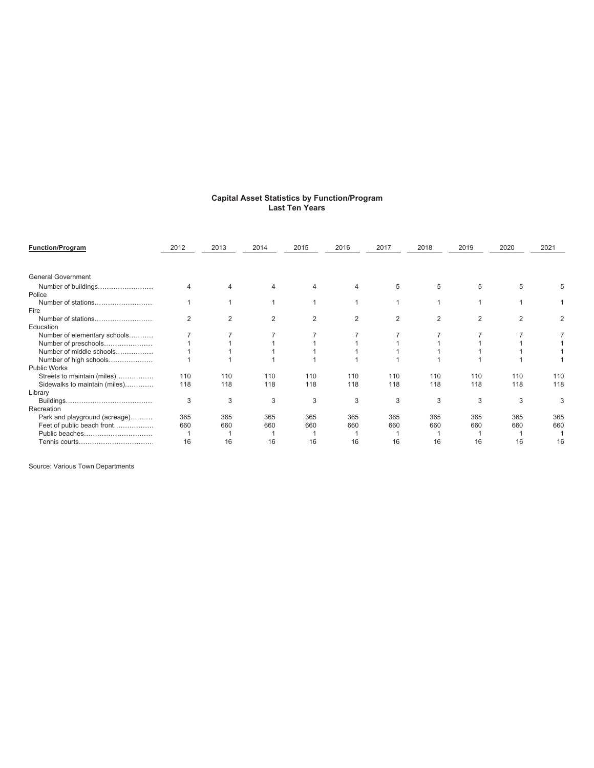## Capital Asset Statistics by Function/Program
### Last Ten Years

| **Function/Program** | 2012 | 2013 | 2014 | 2015 | 2016 | 2017 | 2018 | 2019 | 2020 | 2021 |
|---|---|---|---|---|---|---|---|---|---|---|
| General Government | | | | | | | | | | |
| Number of buildings | 4 | 4 | 4 | 4 | 4 | 5 | 5 | 5 | 5 | 5 |
| Police | | | | | | | | | | |
| Number of stations | 1 | 1 | 1 | 1 | 1 | 1 | 1 | 1 | 1 | 1 |
| Fire | | | | | | | | | | |
| Number of stations | 2 | 2 | 2 | 2 | 2 | 2 | 2 | 2 | 2 | 2 |
| Education | | | | | | | | | | |
| Number of elementary schools | 7 | 7 | 7 | 7 | 7 | 7 | 7 | 7 | 7 | 7 |
| Number of preschools | 1 | 1 | 1 | 1 | 1 | 1 | 1 | 1 | 1 | 1 |
| Number of middle schools | 1 | 1 | 1 | 1 | 1 | 1 | 1 | 1 | 1 | 1 |
| Number of high schools | 1 | 1 | 1 | 1 | 1 | 1 | 1 | 1 | 1 | 1 |
| Public Works | | | | | | | | | | |
| Streets to maintain (miles) | 110 | 110 | 110 | 110 | 110 | 110 | 110 | 110 | 110 | 110 |
| Sidewalks to maintain (miles) | 118 | 118 | 118 | 118 | 118 | 118 | 118 | 118 | 118 | 118 |
| Library | | | | | | | | | | |
| Buildings | 3 | 3 | 3 | 3 | 3 | 3 | 3 | 3 | 3 | 3 |
| Recreation | | | | | | | | | | |
| Park and playground (acreage) | 365 | 365 | 365 | 365 | 365 | 365 | 365 | 365 | 365 | 365 |
| Feet of public beach front | 660 | 660 | 660 | 660 | 660 | 660 | 660 | 660 | 660 | 660 |
| Public beaches | 1 | 1 | 1 | 1 | 1 | 1 | 1 | 1 | 1 | 1 |
| Tennis courts | 16 | 16 | 16 | 16 | 16 | 16 | 16 | 16 | 16 | 16 |

Source: Various Town Departments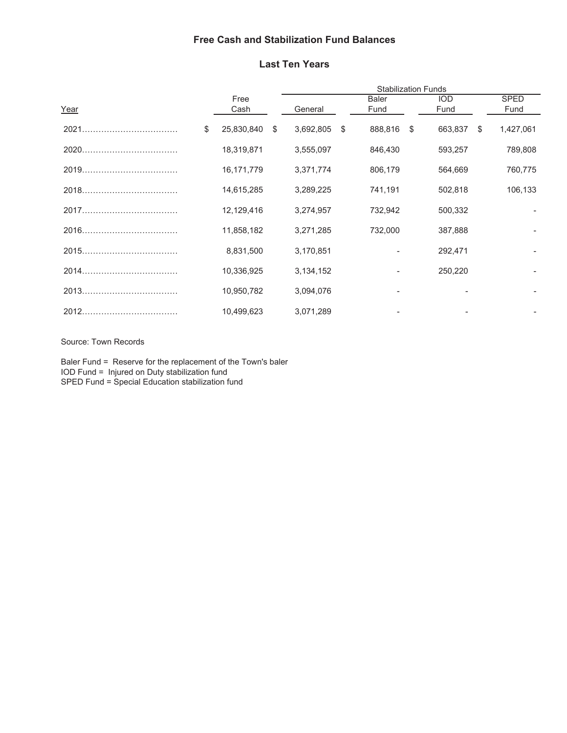## Free Cash and Stabilization Fund Balances

### Last Ten Years

| | | Stabilization Funds | | | |
|---|---|---|---|---|---|
| Year | Free Cash | General | Baler Fund | IOD Fund | SPED Fund |
| 2021 | $ 25,830,840 | $ 3,692,805 | $ 888,816 | $ 663,837 | $ 1,427,061 |
| 2020 | 18,319,871 | 3,555,097 | 846,430 | 593,257 | 789,808 |
| 2019 | 16,171,779 | 3,371,774 | 806,179 | 564,669 | 760,775 |
| 2018 | 14,615,285 | 3,289,225 | 741,191 | 502,818 | 106,133 |
| 2017 | 12,129,416 | 3,274,957 | 732,942 | 500,332 | - |
| 2016 | 11,858,182 | 3,271,285 | 732,000 | 387,888 | - |
| 2015 | 8,831,500 | 3,170,851 | - | 292,471 | - |
| 2014 | 10,336,925 | 3,134,152 | - | 250,220 | - |
| 2013 | 10,950,782 | 3,094,076 | - | - | - |
| 2012 | 10,499,623 | 3,071,289 | - | - | - |

Source: Town Records

Baler Fund = Reserve for the replacement of the Town's baler
IOD Fund = Injured on Duty stabilization fund
SPED Fund = Special Education stabilization fund